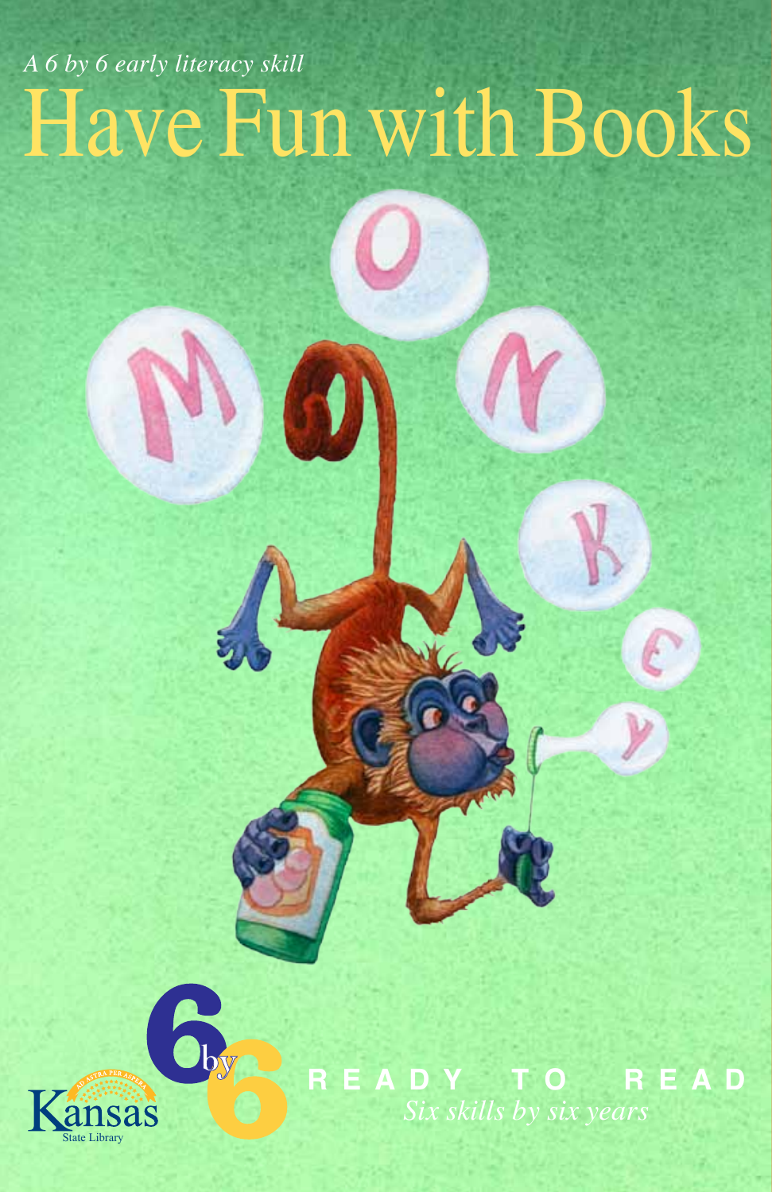*A 6 by 6 early literacy skill*

# Have Fun with Books

6 by 6

READY TO READ

*Six skills by six years*

Kansas State Library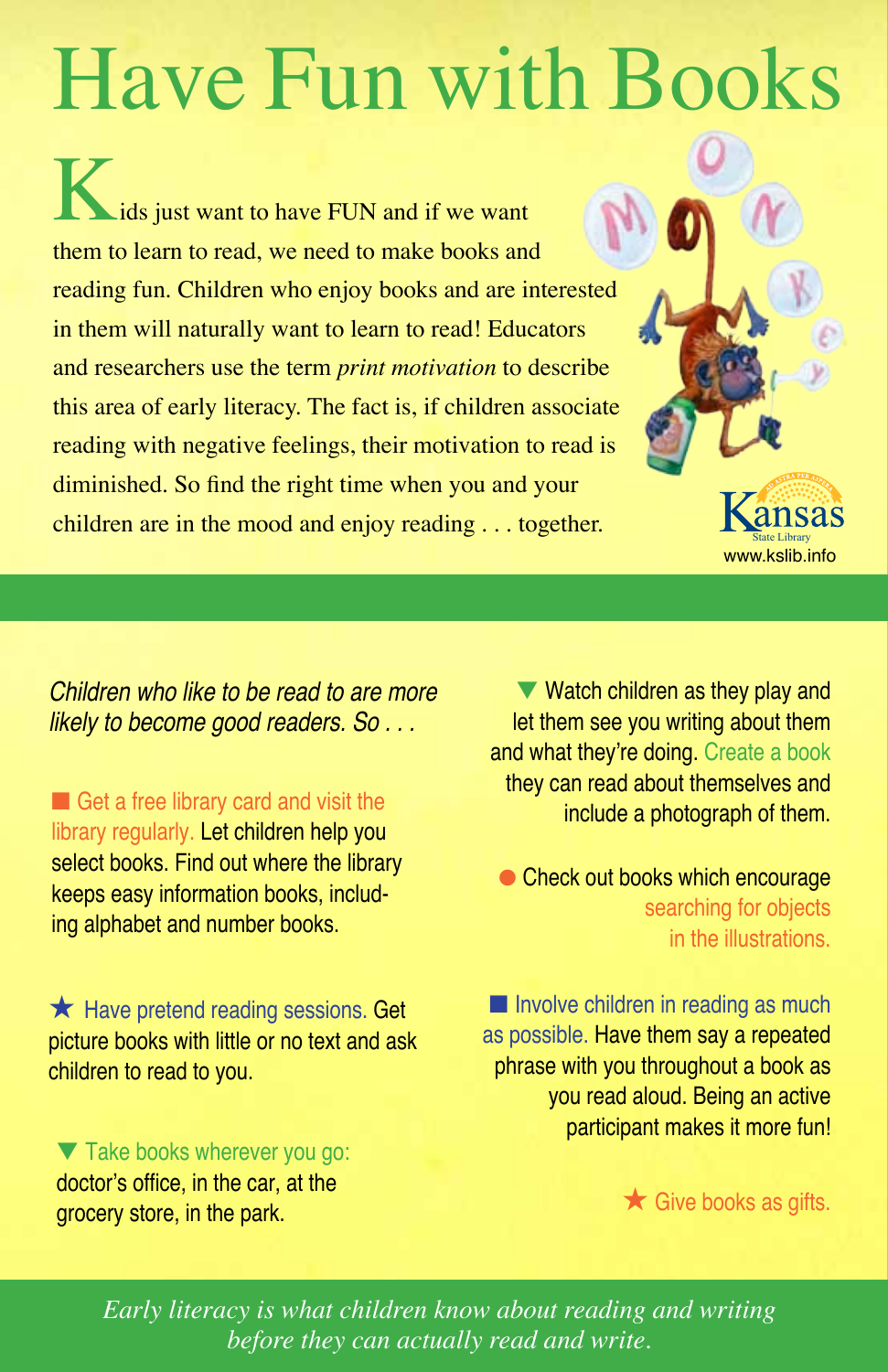# Have Fun with Books

Kids just want to have FUN and if we want them to learn to read, we need to make books and reading fun. Children who enjoy books and are interested in them will naturally want to learn to read! Educators and researchers use the term *print motivation* to describe this area of early literacy. The fact is, if children associate reading with negative feelings, their motivation to read is diminished. So find the right time when you and your children are in the mood and enjoy reading . . . together.

Kansas State Library
www.kslib.info

*Children who like to be read to are more likely to become good readers. So . . .*

- Get a free library card and visit the library regularly. Let children help you select books. Find out where the library keeps easy information books, including alphabet and number books.

- Have pretend reading sessions. Get picture books with little or no text and ask children to read to you.

- Take books wherever you go: doctor's office, in the car, at the grocery store, in the park.

- Watch children as they play and let them see you writing about them and what they're doing. Create a book they can read about themselves and include a photograph of them.

- Check out books which encourage searching for objects in the illustrations.

- Involve children in reading as much as possible. Have them say a repeated phrase with you throughout a book as you read aloud. Being an active participant makes it more fun!

- Give books as gifts.

*Early literacy is what children know about reading and writing before they can actually read and write.*